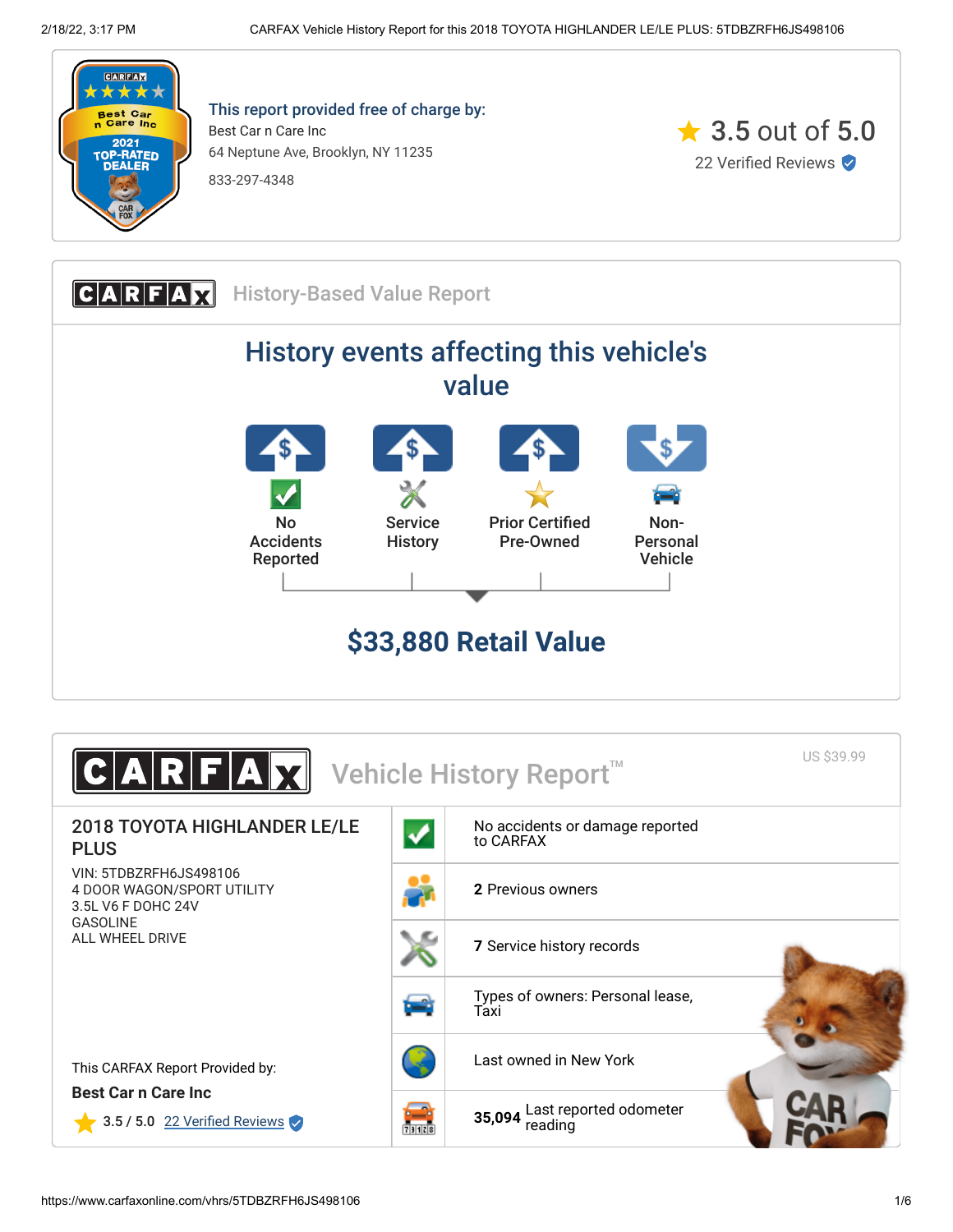**This report provided free of charge by:**

Best Car n Care Inc
64 Neptune Ave, Brooklyn, NY 11235
833-297-4348

3.5 out of 5.0
22 Verified Reviews

## CARFAX History-Based Value Report

### History events affecting this vehicle's value

- No Accidents Reported
- Service History
- Prior Certified Pre-Owned
- Non-Personal Vehicle

## $33,880 Retail Value

## CARFAX Vehicle History Report™

US $39.99

**2018 TOYOTA HIGHLANDER LE/LE PLUS**

VIN: 5TDBZRFH6JS498106
4 DOOR WAGON/SPORT UTILITY
3.5L V6 F DOHC 24V
GASOLINE
ALL WHEEL DRIVE

- No accidents or damage reported to CARFAX
- **2** Previous owners
- **7** Service history records
- Types of owners: Personal lease, Taxi
- Last owned in New York
- **35,094** Last reported odometer reading

This CARFAX Report Provided by:

**Best Car n Care Inc**

3.5 / 5.0 22 Verified Reviews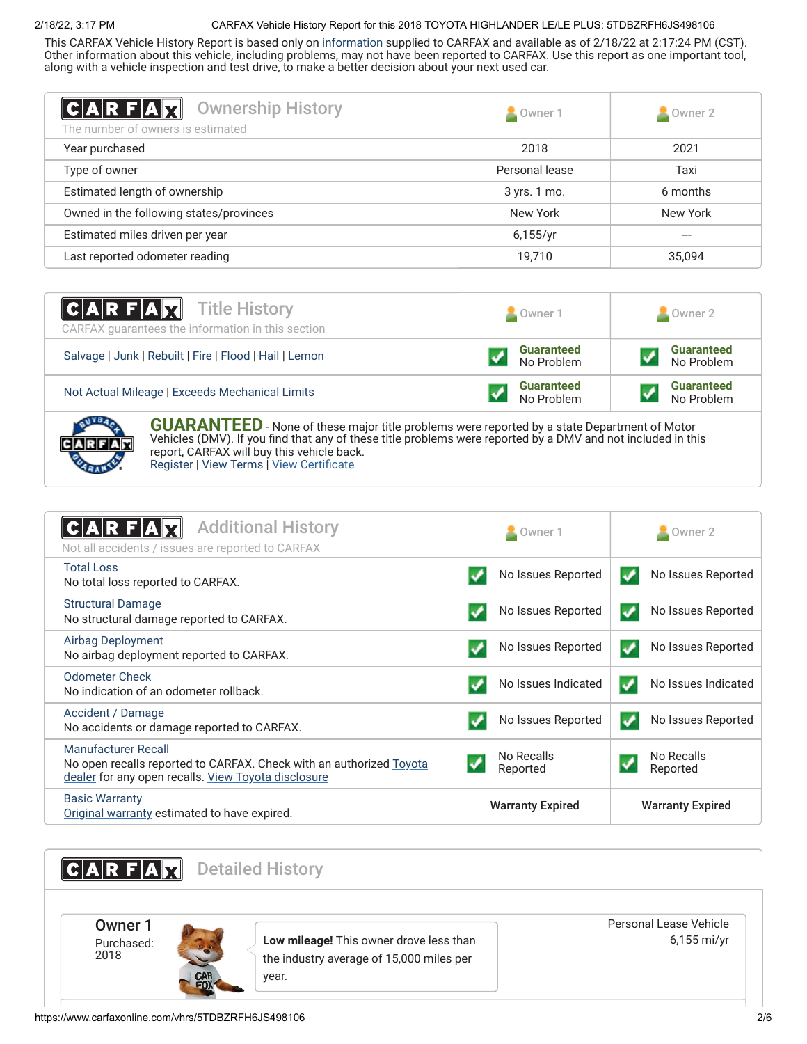This CARFAX Vehicle History Report is based only on information supplied to CARFAX and available as of 2/18/22 at 2:17:24 PM (CST). Other information about this vehicle, including problems, may not have been reported to CARFAX. Use this report as one important tool, along with a vehicle inspection and test drive, to make a better decision about your next used car.

## Ownership History

The number of owners is estimated

| | Owner 1 | Owner 2 |
|---|---|---|
| Year purchased | 2018 | 2021 |
| Type of owner | Personal lease | Taxi |
| Estimated length of ownership | 3 yrs. 1 mo. | 6 months |
| Owned in the following states/provinces | New York | New York |
| Estimated miles driven per year | 6,155/yr | --- |
| Last reported odometer reading | 19,710 | 35,094 |

## Title History

CARFAX guarantees the information in this section

| | Owner 1 | Owner 2 |
|---|---|---|
| Salvage \| Junk \| Rebuilt \| Fire \| Flood \| Hail \| Lemon | Guaranteed No Problem | Guaranteed No Problem |
| Not Actual Mileage \| Exceeds Mechanical Limits | Guaranteed No Problem | Guaranteed No Problem |

**GUARANTEED** - None of these major title problems were reported by a state Department of Motor Vehicles (DMV). If you find that any of these title problems were reported by a DMV and not included in this report, CARFAX will buy this vehicle back.
Register | View Terms | View Certificate

## Additional History

Not all accidents / issues are reported to CARFAX

| | Owner 1 | Owner 2 |
|---|---|---|
| **Total Loss** No total loss reported to CARFAX. | No Issues Reported | No Issues Reported |
| **Structural Damage** No structural damage reported to CARFAX. | No Issues Reported | No Issues Reported |
| **Airbag Deployment** No airbag deployment reported to CARFAX. | No Issues Reported | No Issues Reported |
| **Odometer Check** No indication of an odometer rollback. | No Issues Indicated | No Issues Indicated |
| **Accident / Damage** No accidents or damage reported to CARFAX. | No Issues Reported | No Issues Reported |
| **Manufacturer Recall** No open recalls reported to CARFAX. Check with an authorized Toyota dealer for any open recalls. View Toyota disclosure | No Recalls Reported | No Recalls Reported |
| **Basic Warranty** Original warranty estimated to have expired. | Warranty Expired | Warranty Expired |

## Detailed History

**Owner 1**
Purchased: 2018

**Low mileage!** This owner drove less than the industry average of 15,000 miles per year.

Personal Lease Vehicle
6,155 mi/yr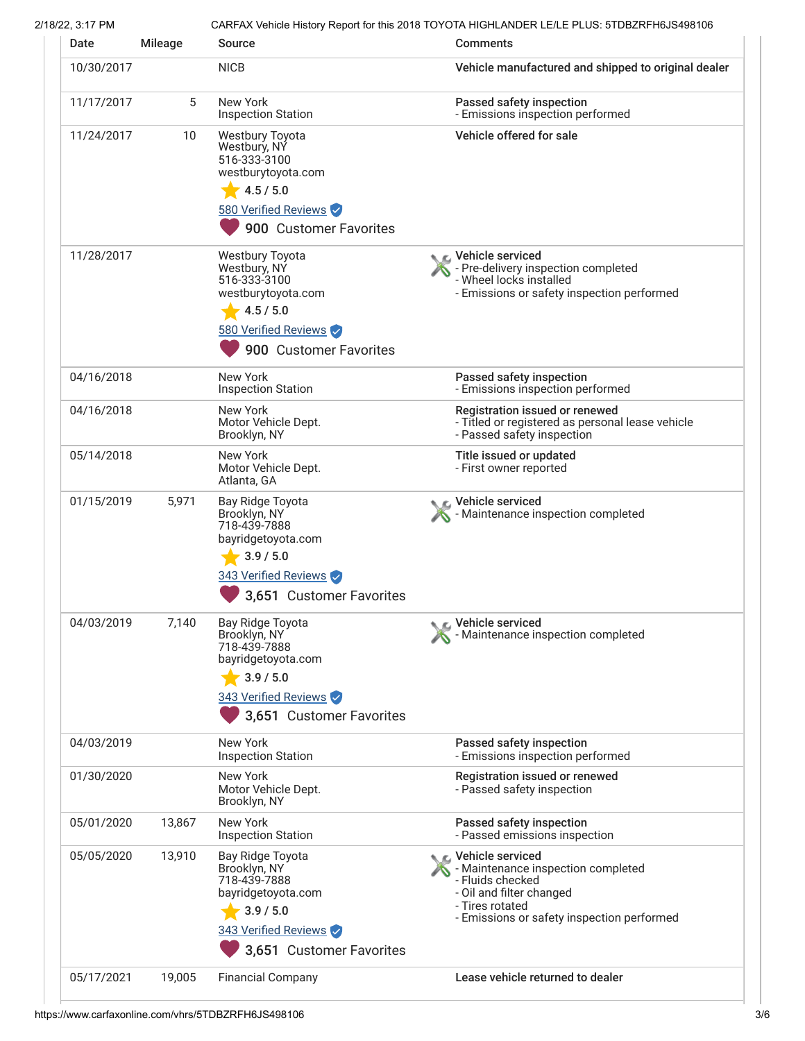| Date | Mileage | Source | Comments |
|---|---|---|---|
| 10/30/2017 | | NICB | **Vehicle manufactured and shipped to original dealer** |
| 11/17/2017 | 5 | New York Inspection Station | **Passed safety inspection**<br>- Emissions inspection performed |
| 11/24/2017 | 10 | Westbury Toyota<br>Westbury, NY<br>516-333-3100<br>westburytoyota.com<br>4.5 / 5.0<br>580 Verified Reviews<br>900 Customer Favorites | **Vehicle offered for sale** |
| 11/28/2017 | | Westbury Toyota<br>Westbury, NY<br>516-333-3100<br>westburytoyota.com<br>4.5 / 5.0<br>580 Verified Reviews<br>900 Customer Favorites | **Vehicle serviced**<br>- Pre-delivery inspection completed<br>- Wheel locks installed<br>- Emissions or safety inspection performed |
| 04/16/2018 | | New York Inspection Station | **Passed safety inspection**<br>- Emissions inspection performed |
| 04/16/2018 | | New York Motor Vehicle Dept.<br>Brooklyn, NY | **Registration issued or renewed**<br>- Titled or registered as personal lease vehicle<br>- Passed safety inspection |
| 05/14/2018 | | New York Motor Vehicle Dept.<br>Atlanta, GA | **Title issued or updated**<br>- First owner reported |
| 01/15/2019 | 5,971 | Bay Ridge Toyota<br>Brooklyn, NY<br>718-439-7888<br>bayridgetoyota.com<br>3.9 / 5.0<br>343 Verified Reviews<br>3,651 Customer Favorites | **Vehicle serviced**<br>- Maintenance inspection completed |
| 04/03/2019 | 7,140 | Bay Ridge Toyota<br>Brooklyn, NY<br>718-439-7888<br>bayridgetoyota.com<br>3.9 / 5.0<br>343 Verified Reviews<br>3,651 Customer Favorites | **Vehicle serviced**<br>- Maintenance inspection completed |
| 04/03/2019 | | New York Inspection Station | **Passed safety inspection**<br>- Emissions inspection performed |
| 01/30/2020 | | New York Motor Vehicle Dept.<br>Brooklyn, NY | **Registration issued or renewed**<br>- Passed safety inspection |
| 05/01/2020 | 13,867 | New York Inspection Station | **Passed safety inspection**<br>- Passed emissions inspection |
| 05/05/2020 | 13,910 | Bay Ridge Toyota<br>Brooklyn, NY<br>718-439-7888<br>bayridgetoyota.com<br>3.9 / 5.0<br>343 Verified Reviews<br>3,651 Customer Favorites | **Vehicle serviced**<br>- Maintenance inspection completed<br>- Fluids checked<br>- Oil and filter changed<br>- Tires rotated<br>- Emissions or safety inspection performed |
| 05/17/2021 | 19,005 | Financial Company | **Lease vehicle returned to dealer** |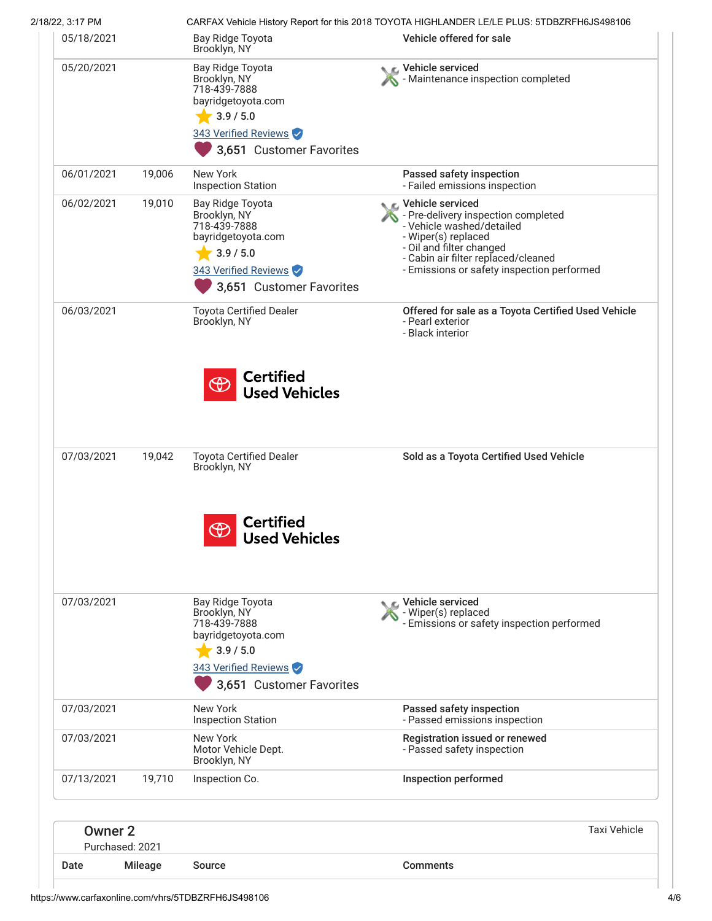| Date | Mileage | Source | Comments |
|---|---|---|---|
| 05/18/2021 | | Bay Ridge Toyota<br>Brooklyn, NY | **Vehicle offered for sale** |
| 05/20/2021 | | Bay Ridge Toyota<br>Brooklyn, NY<br>718-439-7888<br>bayridgetoyota.com<br>3.9 / 5.0<br>343 Verified Reviews<br>3,651 Customer Favorites | **Vehicle serviced**<br>- Maintenance inspection completed |
| 06/01/2021 | 19,006 | New York<br>Inspection Station | **Passed safety inspection**<br>- Failed emissions inspection |
| 06/02/2021 | 19,010 | Bay Ridge Toyota<br>Brooklyn, NY<br>718-439-7888<br>bayridgetoyota.com<br>3.9 / 5.0<br>343 Verified Reviews<br>3,651 Customer Favorites | **Vehicle serviced**<br>- Pre-delivery inspection completed<br>- Vehicle washed/detailed<br>- Wiper(s) replaced<br>- Oil and filter changed<br>- Cabin air filter replaced/cleaned<br>- Emissions or safety inspection performed |
| 06/03/2021 | | Toyota Certified Dealer<br>Brooklyn, NY<br>Certified Used Vehicles | **Offered for sale as a Toyota Certified Used Vehicle**<br>- Pearl exterior<br>- Black interior |
| 07/03/2021 | 19,042 | Toyota Certified Dealer<br>Brooklyn, NY<br>Certified Used Vehicles | **Sold as a Toyota Certified Used Vehicle** |
| 07/03/2021 | | Bay Ridge Toyota<br>Brooklyn, NY<br>718-439-7888<br>bayridgetoyota.com<br>3.9 / 5.0<br>343 Verified Reviews<br>3,651 Customer Favorites | **Vehicle serviced**<br>- Wiper(s) replaced<br>- Emissions or safety inspection performed |
| 07/03/2021 | | New York<br>Inspection Station | **Passed safety inspection**<br>- Passed emissions inspection |
| 07/03/2021 | | New York<br>Motor Vehicle Dept.<br>Brooklyn, NY | **Registration issued or renewed**<br>- Passed safety inspection |
| 07/13/2021 | 19,710 | Inspection Co. | **Inspection performed** |

## Owner 2

Purchased: 2021

Taxi Vehicle

| Date | Mileage | Source | Comments |
|---|---|---|---|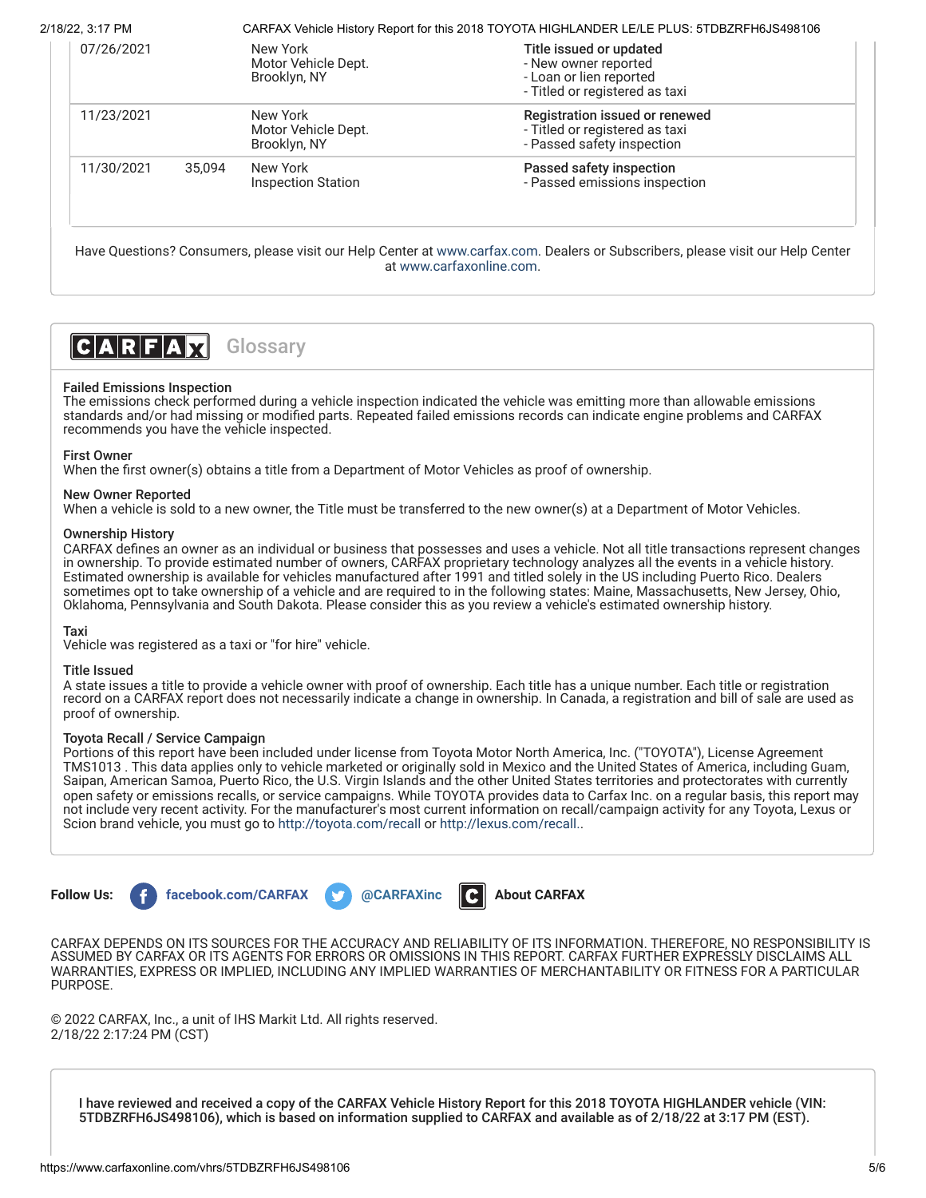| Date | Mileage | Source | Comments |
| --- | --- | --- | --- |
| 07/26/2021 | | New York Motor Vehicle Dept. Brooklyn, NY | **Title issued or updated** - New owner reported - Loan or lien reported - Titled or registered as taxi |
| 11/23/2021 | | New York Motor Vehicle Dept. Brooklyn, NY | **Registration issued or renewed** - Titled or registered as taxi - Passed safety inspection |
| 11/30/2021 | 35,094 | New York Inspection Station | **Passed safety inspection** - Passed emissions inspection |

Have Questions? Consumers, please visit our Help Center at www.carfax.com. Dealers or Subscribers, please visit our Help Center at www.carfaxonline.com.

## CARFAX Glossary

**Failed Emissions Inspection**
The emissions check performed during a vehicle inspection indicated the vehicle was emitting more than allowable emissions standards and/or had missing or modified parts. Repeated failed emissions records can indicate engine problems and CARFAX recommends you have the vehicle inspected.

**First Owner**
When the first owner(s) obtains a title from a Department of Motor Vehicles as proof of ownership.

**New Owner Reported**
When a vehicle is sold to a new owner, the Title must be transferred to the new owner(s) at a Department of Motor Vehicles.

**Ownership History**
CARFAX defines an owner as an individual or business that possesses and uses a vehicle. Not all title transactions represent changes in ownership. To provide estimated number of owners, CARFAX proprietary technology analyzes all the events in a vehicle history. Estimated ownership is available for vehicles manufactured after 1991 and titled solely in the US including Puerto Rico. Dealers sometimes opt to take ownership of a vehicle and are required to in the following states: Maine, Massachusetts, New Jersey, Ohio, Oklahoma, Pennsylvania and South Dakota. Please consider this as you review a vehicle's estimated ownership history.

**Taxi**
Vehicle was registered as a taxi or "for hire" vehicle.

**Title Issued**
A state issues a title to provide a vehicle owner with proof of ownership. Each title has a unique number. Each title or registration record on a CARFAX report does not necessarily indicate a change in ownership. In Canada, a registration and bill of sale are used as proof of ownership.

**Toyota Recall / Service Campaign**
Portions of this report have been included under license from Toyota Motor North America, Inc. ("TOYOTA"), License Agreement TMS1013 . This data applies only to vehicle marketed or originally sold in Mexico and the United States of America, including Guam, Saipan, American Samoa, Puerto Rico, the U.S. Virgin Islands and the other United States territories and protectorates with currently open safety or emissions recalls, or service campaigns. While TOYOTA provides data to Carfax Inc. on a regular basis, this report may not include very recent activity. For the manufacturer's most current information on recall/campaign activity for any Toyota, Lexus or Scion brand vehicle, you must go to http://toyota.com/recall or http://lexus.com/recall..

**Follow Us:** facebook.com/CARFAX @CARFAXinc **About CARFAX**

CARFAX DEPENDS ON ITS SOURCES FOR THE ACCURACY AND RELIABILITY OF ITS INFORMATION. THEREFORE, NO RESPONSIBILITY IS ASSUMED BY CARFAX OR ITS AGENTS FOR ERRORS OR OMISSIONS IN THIS REPORT. CARFAX FURTHER EXPRESSLY DISCLAIMS ALL WARRANTIES, EXPRESS OR IMPLIED, INCLUDING ANY IMPLIED WARRANTIES OF MERCHANTABILITY OR FITNESS FOR A PARTICULAR PURPOSE.

© 2022 CARFAX, Inc., a unit of IHS Markit Ltd. All rights reserved.
2/18/22 2:17:24 PM (CST)

**I have reviewed and received a copy of the CARFAX Vehicle History Report for this 2018 TOYOTA HIGHLANDER vehicle (VIN: 5TDBZRFH6JS498106), which is based on information supplied to CARFAX and available as of 2/18/22 at 3:17 PM (EST).**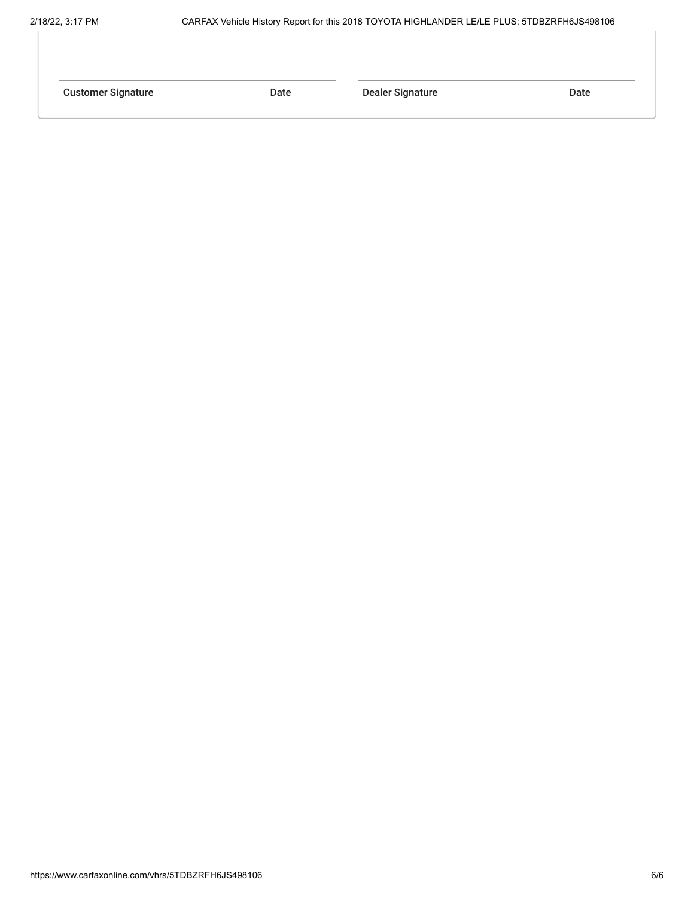| Customer Signature | Date | Dealer Signature | Date |
|---|---|---|---|